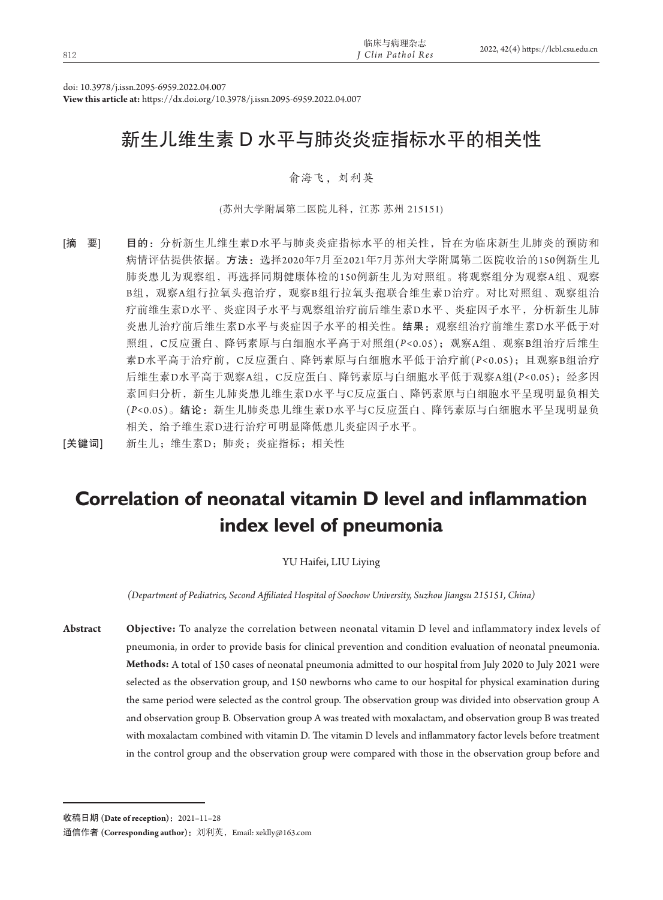doi: 10.3978/j.issn.2095-6959.2022.04.007

**View this article at:** https://dx.doi.org/10.3978/j.issn.2095-6959.2022.04.007

# 新生儿维生素 D 水平与肺炎炎症指标水平的相关性

俞海飞，刘利英

(苏州大学附属第二医院儿科，江苏 苏州 215151)

[摘　要]　**目的：**分析新生儿维生素D水平与肺炎炎症指标水平的相关性，旨在为临床新生儿肺炎的预防和病情评估提供依据。**方法：**选择2020年7月至2021年7月苏州大学附属第二医院收治的150例新生儿肺炎患儿为观察组，再选择同期健康体检的150例新生儿为对照组。将观察组分为观察A组、观察B组，观察A组行拉氧头孢治疗，观察B组行拉氧头孢联合维生素D治疗。对比对照组、观察组治疗前维生素D水平、炎症因子水平与观察组治疗前后维生素D水平、炎症因子水平，分析新生儿肺炎患儿治疗前后维生素D水平与炎症因子水平的相关性。**结果：**观察组治疗前维生素D水平低于对照组，C反应蛋白、降钙素原与白细胞水平高于对照组($P<0.05$)；观察A组、观察B组治疗后维生素D水平高于治疗前，C反应蛋白、降钙素原与白细胞水平低于治疗前($P<0.05$)；且观察B组治疗后维生素D水平高于观察A组，C反应蛋白、降钙素原与白细胞水平低于观察A组($P<0.05$)；经多因素回归分析，新生儿肺炎患儿维生素D水平与C反应蛋白、降钙素原与白细胞水平呈现明显负相关($P<0.05$)。**结论：**新生儿肺炎患儿维生素D水平与C反应蛋白、降钙素原与白细胞水平呈现明显负相关，给予维生素D进行治疗可明显降低患儿炎症因子水平。

[关键词]　新生儿；维生素D；肺炎；炎症指标；相关性

# Correlation of neonatal vitamin D level and inflammation index level of pneumonia

YU Haifei, LIU Liying

*(Department of Pediatrics, Second Affiliated Hospital of Soochow University, Suzhou Jiangsu 215151, China)*

**Abstract**　**Objective:** To analyze the correlation between neonatal vitamin D level and inflammatory index levels of pneumonia, in order to provide basis for clinical prevention and condition evaluation of neonatal pneumonia. **Methods:** A total of 150 cases of neonatal pneumonia admitted to our hospital from July 2020 to July 2021 were selected as the observation group, and 150 newborns who came to our hospital for physical examination during the same period were selected as the control group. The observation group was divided into observation group A and observation group B. Observation group A was treated with moxalactam, and observation group B was treated with moxalactam combined with vitamin D. The vitamin D levels and inflammatory factor levels before treatment in the control group and the observation group were compared with those in the observation group before and

---

**收稿日期 (Date of reception)：**2021–11–28

**通信作者 (Corresponding author)：**刘利英，Email: xeklly@163.com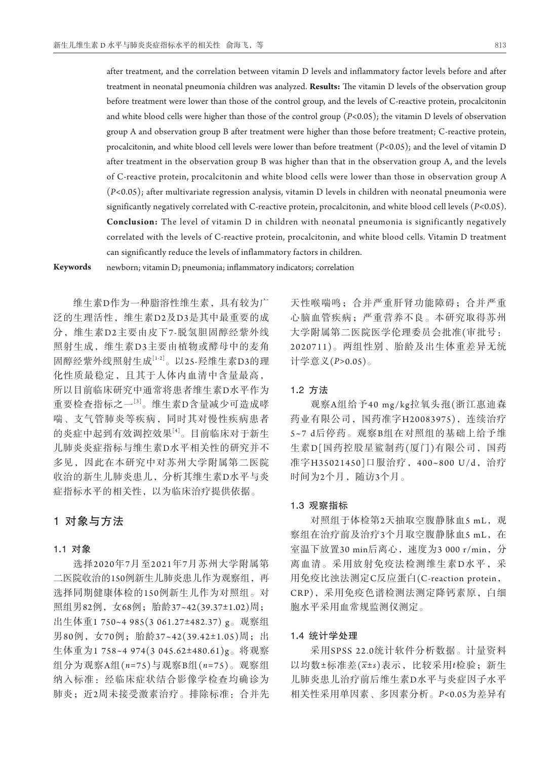after treatment, and the correlation between vitamin D levels and inflammatory factor levels before and after treatment in neonatal pneumonia children was analyzed. **Results:** The vitamin D levels of the observation group before treatment were lower than those of the control group, and the levels of C-reactive protein, procalcitonin and white blood cells were higher than those of the control group ($P$<0.05); the vitamin D levels of observation group A and observation group B after treatment were higher than those before treatment; C-reactive protein, procalcitonin, and white blood cell levels were lower than before treatment ($P$<0.05); and the level of vitamin D after treatment in the observation group B was higher than that in the observation group A, and the levels of C-reactive protein, procalcitonin and white blood cells were lower than those in observation group A ($P$<0.05); after multivariate regression analysis, vitamin D levels in children with neonatal pneumonia were significantly negatively correlated with C-reactive protein, procalcitonin, and white blood cell levels ($P$<0.05). **Conclusion:** The level of vitamin D in children with neonatal pneumonia is significantly negatively correlated with the levels of C-reactive protein, procalcitonin, and white blood cells. Vitamin D treatment can significantly reduce the levels of inflammatory factors in children.

**Keywords** newborn; vitamin D; pneumonia; inflammatory indicators; correlation

维生素D作为一种脂溶性维生素，具有较为广泛的生理活性，维生素D2及D3是其中最重要的成分，维生素D2主要由皮下7-脱氢胆固醇经紫外线照射生成，维生素D3主要由植物或酵母中的麦角固醇经紫外线照射生成[1-2]。以25-羟维生素D3的理化性质最稳定，且其于人体内血清中含量最高，所以目前临床研究中通常将患者维生素D水平作为重要检查指标之一[3]。维生素D含量减少可造成哮喘、支气管肺炎等疾病，同时其对慢性疾病患者的炎症中起到有效调控效果[4]。目前临床对于新生儿肺炎炎症指标与维生素D水平相关性的研究并不多见，因此在本研究中对苏州大学附属第二医院收治的新生儿肺炎患儿，分析其维生素D水平与炎症指标水平的相关性，以为临床治疗提供依据。

## 1 对象与方法

### 1.1 对象

选择2020年7月至2021年7月苏州大学附属第二医院收治的150例新生儿肺炎患儿作为观察组，再选择同期健康体检的150例新生儿作为对照组。对照组男82例，女68例；胎龄37~42(39.37±1.02)周；出生体重1 750~4 985(3 061.27±482.37) g。观察组男80例，女70例；胎龄37~42(39.42±1.05)周；出生体重为1 758~4 974(3 045.62±480.61)g。将观察组分为观察A组($n$=75)与观察B组($n$=75)。观察组纳入标准：经临床症状结合影像学检查均确诊为肺炎；近2周未接受激素治疗。排除标准：合并先天性喉喘鸣；合并严重肝肾功能障碍；合并严重心脑血管疾病；严重营养不良。本研究取得苏州大学附属第二医院医学伦理委员会批准(审批号：2020711)。两组性别、胎龄及出生体重差异无统计学意义($P$>0.05)。

### 1.2 方法

观察A组给予40 mg/kg拉氧头孢(浙江惠迪森药业有限公司，国药准字H20083975)，连续治疗5~7 d后停药。观察B组在对照组的基础上给予维生素D[国药控股星鲨制药(厦门)有限公司，国药准字H35021450]口服治疗，400~800 U/d，治疗时间为2个月，随访3个月。

### 1.3 观察指标

对照组于体检第2天抽取空腹静脉血5 mL，观察组在治疗前及治疗3个月取空腹静脉血5 mL，在室温下放置30 min后离心，速度为3 000 r/min，分离血清。采用放射免疫法检测维生素D水平，采用免疫比浊法测定C反应蛋白(C-reaction protein，CRP)，采用免疫色谱检测法测定降钙素原，白细胞水平采用血常规监测仪测定。

### 1.4 统计学处理

采用SPSS 22.0统计软件分析数据。计量资料以均数±标准差($\bar{x}$±$s$)表示，比较采用$t$检验；新生儿肺炎患儿治疗前后维生素D水平与炎症因子水平相关性采用单因素、多因素分析。$P$<0.05为差异有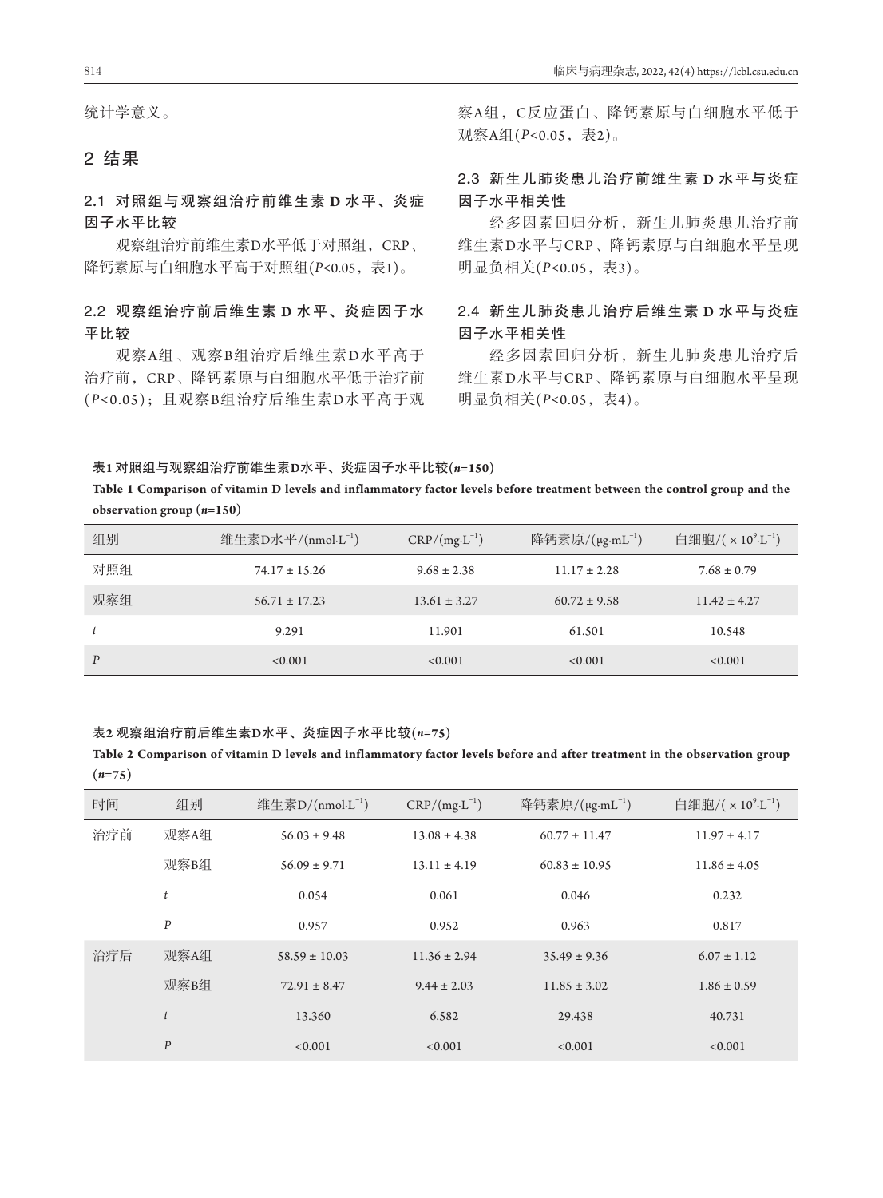统计学意义。

## 2 结果

### 2.1 对照组与观察组治疗前维生素 D 水平、炎症因子水平比较

观察组治疗前维生素D水平低于对照组，CRP、降钙素原与白细胞水平高于对照组($P$<0.05，表1)。

### 2.2 观察组治疗前后维生素 D 水平、炎症因子水平比较

观察A组、观察B组治疗后维生素D水平高于治疗前，CRP、降钙素原与白细胞水平低于治疗前($P$<0.05)；且观察B组治疗后维生素D水平高于观察A组，C反应蛋白、降钙素原与白细胞水平低于观察A组($P$<0.05，表2)。

### 2.3 新生儿肺炎患儿治疗前维生素 D 水平与炎症因子水平相关性

经多因素回归分析，新生儿肺炎患儿治疗前维生素D水平与CRP、降钙素原与白细胞水平呈现明显负相关($P$<0.05，表3)。

### 2.4 新生儿肺炎患儿治疗后维生素 D 水平与炎症因子水平相关性

经多因素回归分析，新生儿肺炎患儿治疗后维生素D水平与CRP、降钙素原与白细胞水平呈现明显负相关($P$<0.05，表4)。

**表1 对照组与观察组治疗前维生素D水平、炎症因子水平比较($n$=150)**

**Table 1 Comparison of vitamin D levels and inflammatory factor levels before treatment between the control group and the observation group ($n$=150)**

| 组别 | 维生素D水平/($nmol \cdot L^{-1}$) | CRP/($mg \cdot L^{-1}$) | 降钙素原/($\mu g \cdot mL^{-1}$) | 白细胞/($\times 10^9 \cdot L^{-1}$) |
|---|---|---|---|---|
| 对照组 | 74.17 ± 15.26 | 9.68 ± 2.38 | 11.17 ± 2.28 | 7.68 ± 0.79 |
| 观察组 | 56.71 ± 17.23 | 13.61 ± 3.27 | 60.72 ± 9.58 | 11.42 ± 4.27 |
| $t$ | 9.291 | 11.901 | 61.501 | 10.548 |
| $P$ | <0.001 | <0.001 | <0.001 | <0.001 |

**表2 观察组治疗前后维生素D水平、炎症因子水平比较($n$=75)**

**Table 2 Comparison of vitamin D levels and inflammatory factor levels before and after treatment in the observation group ($n$=75)**

| 时间 | 组别 | 维生素D/($nmol \cdot L^{-1}$) | CRP/($mg \cdot L^{-1}$) | 降钙素原/($\mu g \cdot mL^{-1}$) | 白细胞/($\times 10^9 \cdot L^{-1}$) |
|---|---|---|---|---|---|
| 治疗前 | 观察A组 | 56.03 ± 9.48 | 13.08 ± 4.38 | 60.77 ± 11.47 | 11.97 ± 4.17 |
| | 观察B组 | 56.09 ± 9.71 | 13.11 ± 4.19 | 60.83 ± 10.95 | 11.86 ± 4.05 |
| | $t$ | 0.054 | 0.061 | 0.046 | 0.232 |
| | $P$ | 0.957 | 0.952 | 0.963 | 0.817 |
| 治疗后 | 观察A组 | 58.59 ± 10.03 | 11.36 ± 2.94 | 35.49 ± 9.36 | 6.07 ± 1.12 |
| | 观察B组 | 72.91 ± 8.47 | 9.44 ± 2.03 | 11.85 ± 3.02 | 1.86 ± 0.59 |
| | $t$ | 13.360 | 6.582 | 29.438 | 40.731 |
| | $P$ | <0.001 | <0.001 | <0.001 | <0.001 |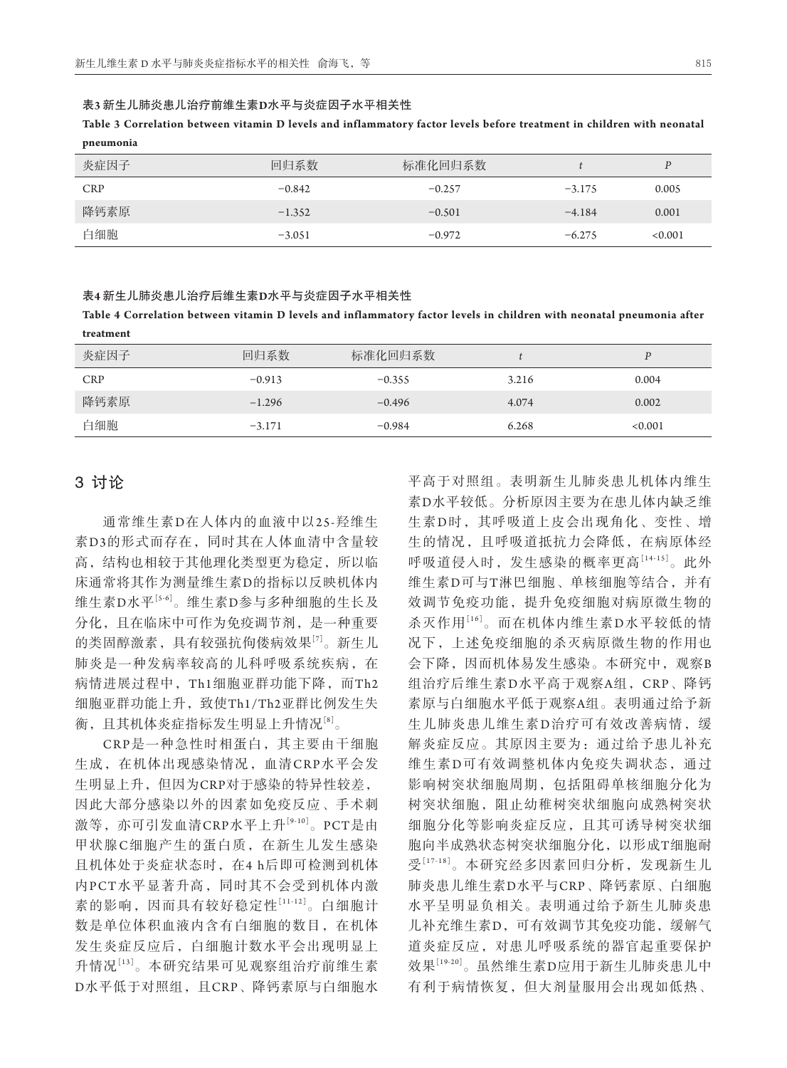**表3 新生儿肺炎患儿治疗前维生素D水平与炎症因子水平相关性**

**Table 3 Correlation between vitamin D levels and inflammatory factor levels before treatment in children with neonatal pneumonia**

| 炎症因子 | 回归系数 | 标准化回归系数 | $t$ | $P$ |
|---|---|---|---|---|
| CRP | −0.842 | −0.257 | −3.175 | 0.005 |
| 降钙素原 | −1.352 | −0.501 | −4.184 | 0.001 |
| 白细胞 | −3.051 | −0.972 | −6.275 | <0.001 |

**表4 新生儿肺炎患儿治疗后维生素D水平与炎症因子水平相关性**

**Table 4 Correlation between vitamin D levels and inflammatory factor levels in children with neonatal pneumonia after treatment**

| 炎症因子 | 回归系数 | 标准化回归系数 | $t$ | $P$ |
|---|---|---|---|---|
| CRP | −0.913 | −0.355 | 3.216 | 0.004 |
| 降钙素原 | −1.296 | −0.496 | 4.074 | 0.002 |
| 白细胞 | −3.171 | −0.984 | 6.268 | <0.001 |

## 3 讨论

通常维生素D在人体内的血液中以25-羟维生素D3的形式而存在，同时其在人体血清中含量较高，结构也相较于其他理化类型更为稳定，所以临床通常将其作为测量维生素D的指标以反映机体内维生素D水平[5-6]。维生素D参与多种细胞的生长及分化，且在临床中可作为免疫调节剂，是一种重要的类固醇激素，具有较强抗佝偻病效果[7]。新生儿肺炎是一种发病率较高的儿科呼吸系统疾病，在病情进展过程中，Th1细胞亚群功能下降，而Th2细胞亚群功能上升，致使Th1/Th2亚群比例发生失衡，且其机体炎症指标发生明显上升情况[8]。

CRP是一种急性时相蛋白，其主要由干细胞生成，在机体出现感染情况，血清CRP水平会发生明显上升，但因为CRP对于感染的特异性较差，因此大部分感染以外的因素如免疫反应、手术刺激等，亦可引发血清CRP水平上升[9-10]。PCT是由甲状腺C细胞产生的蛋白质，在新生儿发生感染且机体处于炎症状态时，在4 h后即可检测到机体内PCT水平显著升高，同时其不会受到机体内激素的影响，因而具有较好稳定性[11-12]。白细胞计数是单位体积血液内含有白细胞的数目，在机体发生炎症反应后，白细胞计数水平会出现明显上升情况[13]。本研究结果可见观察组治疗前维生素D水平低于对照组，且CRP、降钙素原与白细胞水平高于对照组。表明新生儿肺炎患儿机体内维生素D水平较低。分析原因主要为在患儿体内缺乏维生素D时，其呼吸道上皮会出现角化、变性、增生的情况，且呼吸道抵抗力会降低，在病原体经呼吸道侵入时，发生感染的概率更高[14-15]。此外维生素D可与T淋巴细胞、单核细胞等结合，并有效调节免疫功能，提升免疫细胞对病原微生物的杀灭作用[16]。而在机体内维生素D水平较低的情况下，上述免疫细胞的杀灭病原微生物的作用也会下降，因而机体易发生感染。本研究中，观察B组治疗后维生素D水平高于观察A组，CRP、降钙素原与白细胞水平低于观察A组。表明通过给予新生儿肺炎患儿维生素D治疗可有效改善病情，缓解炎症反应。其原因主要为：通过给予患儿补充维生素D可有效调整机体内免疫失调状态，通过影响树突状细胞周期，包括阻碍单核细胞分化为树突状细胞，阻止幼稚树突状细胞向成熟树突状细胞分化等影响炎症反应，且其可诱导树突状细胞向半成熟状态树突状细胞分化，以形成T细胞耐受[17-18]。本研究经多因素回归分析，发现新生儿肺炎患儿维生素D水平与CRP、降钙素原、白细胞水平呈明显负相关。表明通过给予新生儿肺炎患儿补充维生素D，可有效调节其免疫功能，缓解气道炎症反应，对患儿呼吸系统的器官起重要保护效果[19-20]。虽然维生素D应用于新生儿肺炎患儿中有利于病情恢复，但大剂量服用会出现如低热、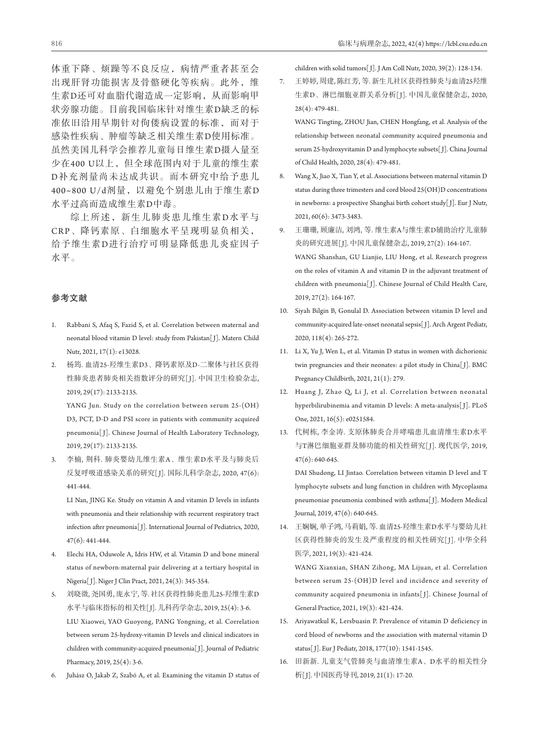体重下降、烦躁等不良反应，病情严重者甚至会出现肝肾功能损害及骨骼硬化等疾病。此外，维生素D还可对血脂代谢造成一定影响，从而影响甲状旁腺功能。目前我国临床针对维生素D缺乏的标准依旧沿用早期针对佝偻病设置的标准，而对于感染性疾病、肿瘤等缺乏相关维生素D使用标准。虽然美国儿科学会推荐儿童每日维生素D摄入量至少在400 U以上，但全球范围内对于儿童的维生素D补充剂量尚未达成共识。而本研究中给予患儿400~800 U/d剂量，以避免个别患儿由于维生素D水平过高而造成维生素D中毒。

综上所述，新生儿肺炎患儿维生素D水平与CRP、降钙素原、白细胞水平呈现明显负相关，给予维生素D进行治疗可明显降低患儿炎症因子水平。

## 参考文献

1. Rabbani S, Afaq S, Fazid S, et al. Correlation between maternal and neonatal blood vitamin D level: study from Pakistan[J]. Matern Child Nutr, 2021, 17(1): e13028.
2. 杨筠. 血清25-羟维生素D3、降钙素原及D-二聚体与社区获得性肺炎患者肺炎相关指数评分的研究[J]. 中国卫生检验杂志, 2019, 29(17): 2133-2135.
   YANG Jun. Study on the correlation between serum 25-(OH) D3, PCT, D-D and PSI score in patients with community acquired pneumonia[J]. Chinese Journal of Health Laboratory Technology, 2019, 29(17): 2133-2135.
3. 李楠, 荆科. 肺炎婴幼儿维生素A、维生素D水平及与肺炎后反复呼吸道感染关系的研究[J]. 国际儿科学杂志, 2020, 47(6): 441-444.
   LI Nan, JING Ke. Study on vitamin A and vitamin D levels in infants with pneumonia and their relationship with recurrent respiratory tract infection after pneumonia[J]. International Journal of Pediatrics, 2020, 47(6): 441-444.
4. Elechi HA, Oduwole A, Idris HW, et al. Vitamin D and bone mineral status of newborn-maternal pair delivering at a tertiary hospital in Nigeria[J]. Niger J Clin Pract, 2021, 24(3): 345-354.
5. 刘晓微, 尧国勇, 庞永宁, 等. 社区获得性肺炎患儿25-羟维生素D水平与临床指标的相关性[J]. 儿科药学杂志, 2019, 25(4): 3-6.
   LIU Xiaowei, YAO Guoyong, PANG Yongning, et al. Correlation between serum 25-hydroxy-vitamin D levels and clinical indicators in children with community-acquired pneumonia[J]. Journal of Pediatric Pharmacy, 2019, 25(4): 3-6.
6. Juhász O, Jakab Z, Szabó A, et al. Examining the vitamin D status of children with solid tumors[J]. J Am Coll Nutr, 2020, 39(2): 128-134.
7. 王婷婷, 周建, 陈红芳, 等. 新生儿社区获得性肺炎与血清25羟维生素D、淋巴细胞亚群关系分析[J]. 中国儿童保健杂志, 2020, 28(4): 479-481.
   WANG Tingting, ZHOU Jian, CHEN Hongfang, et al. Analysis of the relationship between neonatal community acquired pneumonia and serum 25-hydroxyvitamin D and lymphocyte subsets[J]. China Journal of Child Health, 2020, 28(4): 479-481.
8. Wang X, Jiao X, Tian Y, et al. Associations between maternal vitamin D status during three trimesters and cord blood 25(OH)D concentrations in newborns: a prospective Shanghai birth cohort study[J]. Eur J Nutr, 2021, 60(6): 3473-3483.
9. 王珊珊, 顾廉洁, 刘鸿, 等. 维生素A与维生素D辅助治疗儿童肺炎的研究进展[J]. 中国儿童保健杂志, 2019, 27(2): 164-167.
   WANG Shanshan, GU Lianjie, LIU Hong, et al. Research progress on the roles of vitamin A and vitamin D in the adjuvant treatment of children with pneumonia[J]. Chinese Journal of Child Health Care, 2019, 27(2): 164-167.
10. Siyah Bilgin B, Gonulal D. Association between vitamin D level and community-acquired late-onset neonatal sepsis[J]. Arch Argent Pediatr, 2020, 118(4): 265-272.
11. Li X, Yu J, Wen L, et al. Vitamin D status in women with dichorionic twin pregnancies and their neonates: a pilot study in China[J]. BMC Pregnancy Childbirth, 2021, 21(1): 279.
12. Huang J, Zhao Q, Li J, et al. Correlation between neonatal hyperbilirubinemia and vitamin D levels: A meta-analysis[J]. PLoS One, 2021, 16(5): e0251584.
13. 代树栋, 李金涛. 支原体肺炎合并哮喘患儿血清维生素D水平与T淋巴细胞亚群及肺功能的相关性研究[J]. 现代医学, 2019, 47(6): 640-645.
    DAI Shudong, LI Jintao. Correlation between vitamin D level and T lymphocyte subsets and lung function in children with Mycoplasma pneumoniae pneumonia combined with asthma[J]. Modern Medical Journal, 2019, 47(6): 640-645.
14. 王娴娴, 单子鸿, 马莉娟, 等. 血清25-羟维生素D水平与婴幼儿社区获得性肺炎的发生及严重程度的相关性研究[J]. 中华全科医学, 2021, 19(3): 421-424.
    WANG Xianxian, SHAN Zihong, MA Lijuan, et al. Correlation between serum 25-(OH)D level and incidence and severity of community acquired pneumonia in infants[J]. Chinese Journal of General Practice, 2021, 19(3): 421-424.
15. Ariyawatkul K, Lersbuasin P. Prevalence of vitamin D deficiency in cord blood of newborns and the association with maternal vitamin D status[J]. Eur J Pediatr, 2018, 177(10): 1541-1545.
16. 田新新. 儿童支气管肺炎与血清维生素A、D水平的相关性分析[J]. 中国医药导刊, 2019, 21(1): 17-20.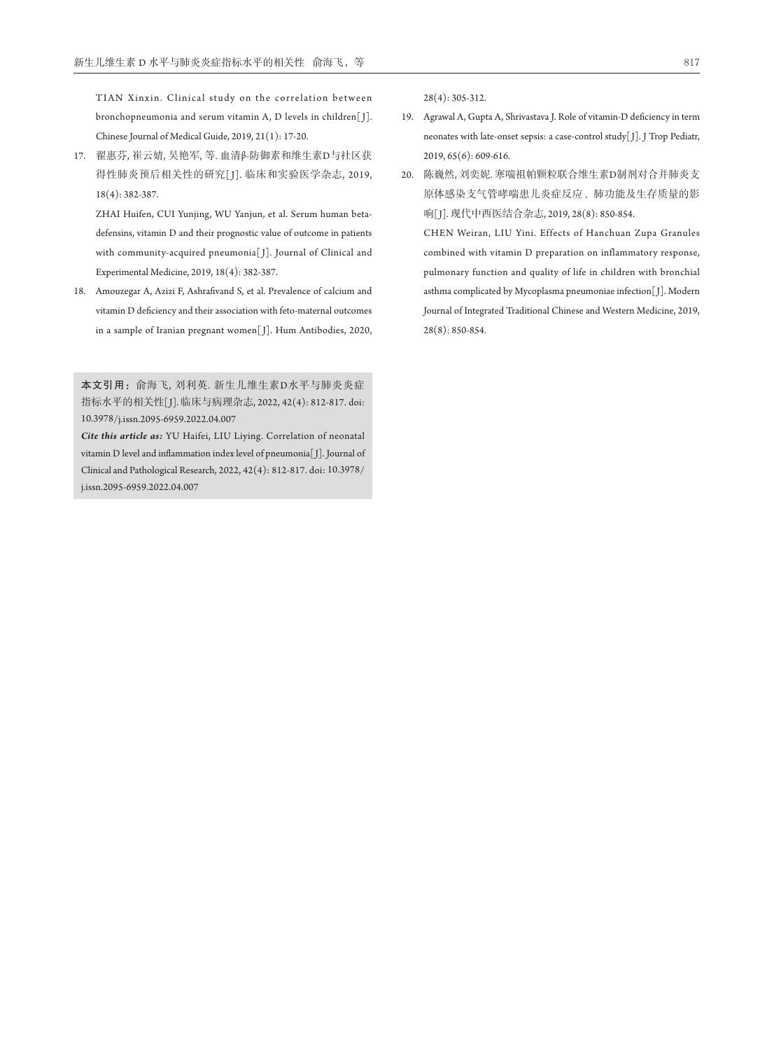TIAN Xinxin. Clinical study on the correlation between bronchopneumonia and serum vitamin A, D levels in children[J]. Chinese Journal of Medical Guide, 2019, 21(1): 17-20.

17. 翟惠芬, 崔云婧, 吴艳军, 等. 血清β-防御素和维生素D与社区获得性肺炎预后相关性的研究[J]. 临床和实验医学杂志, 2019, 18(4): 382-387.

    ZHAI Huifen, CUI Yunjing, WU Yanjun, et al. Serum human beta-defensins, vitamin D and their prognostic value of outcome in patients with community-acquired pneumonia[J]. Journal of Clinical and Experimental Medicine, 2019, 18(4): 382-387.

18. Amouzegar A, Azizi F, Ashrafivand S, et al. Prevalence of calcium and vitamin D deficiency and their association with feto-maternal outcomes in a sample of Iranian pregnant women[J]. Hum Antibodies, 2020, 28(4): 305-312.

19. Agrawal A, Gupta A, Shrivastava J. Role of vitamin-D deficiency in term neonates with late-onset sepsis: a case-control study[J]. J Trop Pediatr, 2019, 65(6): 609-616.

20. 陈巍然, 刘奕妮. 寒喘祖帕颗粒联合维生素D制剂对合并肺炎支原体感染支气管哮喘患儿炎症反应、肺功能及生存质量的影响[J]. 现代中西医结合杂志, 2019, 28(8): 850-854.

    CHEN Weiran, LIU Yini. Effects of Hanchuan Zupa Granules combined with vitamin D preparation on inflammatory response, pulmonary function and quality of life in children with bronchial asthma complicated by Mycoplasma pneumoniae infection[J]. Modern Journal of Integrated Traditional Chinese and Western Medicine, 2019, 28(8): 850-854.

**本文引用：**俞海飞, 刘利英. 新生儿维生素D水平与肺炎炎症指标水平的相关性[J]. 临床与病理杂志, 2022, 42(4): 812-817. doi: 10.3978/j.issn.2095-6959.2022.04.007

***Cite this article as:*** YU Haifei, LIU Liying. Correlation of neonatal vitamin D level and inflammation index level of pneumonia[J]. Journal of Clinical and Pathological Research, 2022, 42(4): 812-817. doi: 10.3978/j.issn.2095-6959.2022.04.007